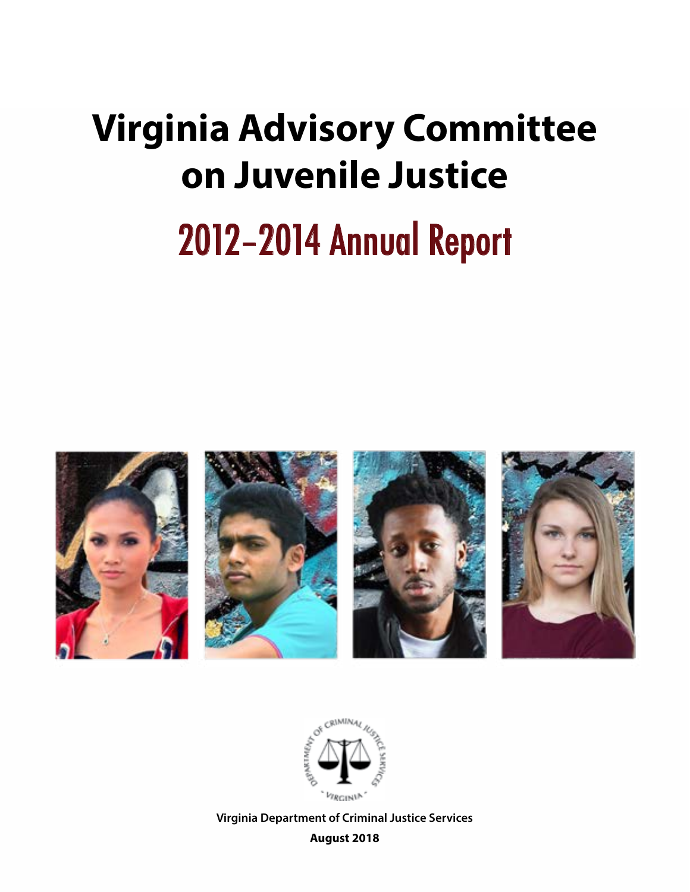# Virginia Advisory Committee on Juvenile Justice

## 2012-2014 Annual Report

Virginia Department of Criminal Justice Services

August 2018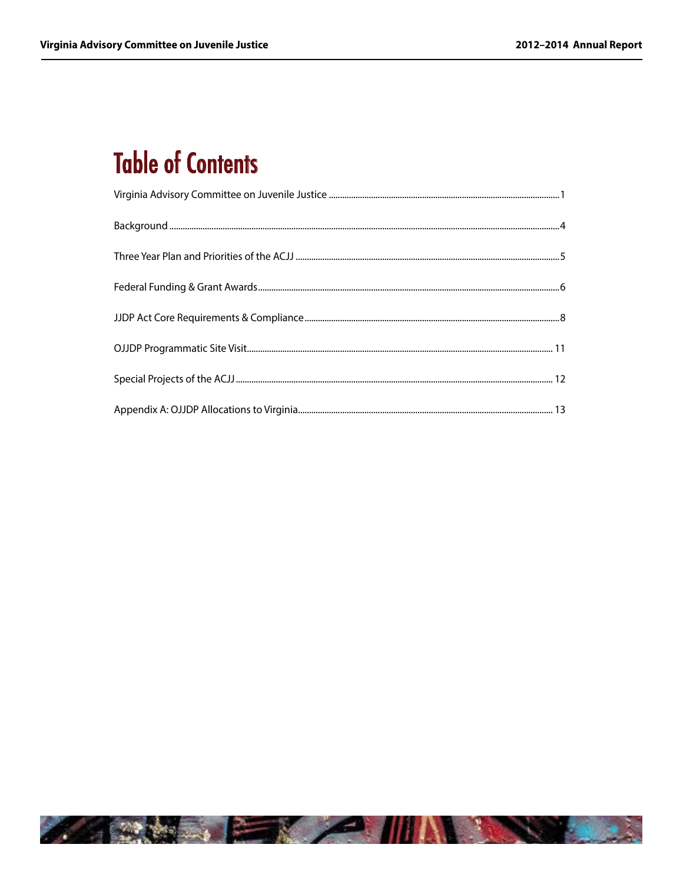# Table of Contents

Virginia Advisory Committee on Juvenile Justice .......................................................................................................1

Background .............................................................................................................................................................4

Three Year Plan and Priorities of the ACJJ ...............................................................................................................5

Federal Funding & Grant Awards..............................................................................................................................6

JJDP Act Core Requirements & Compliance.............................................................................................................8

OJJDP Programmatic Site Visit.................................................................................................................................11

Special Projects of the ACJJ.....................................................................................................................................12

Appendix A: OJJDP Allocations to Virginia..............................................................................................................13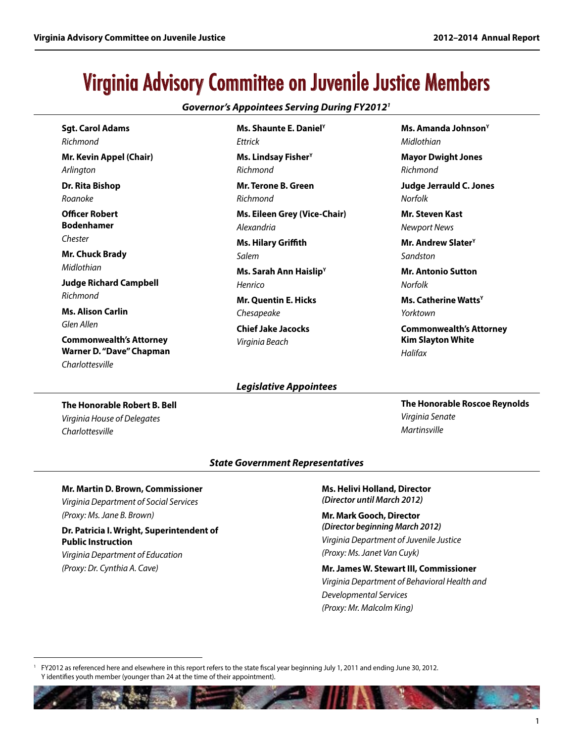# Virginia Advisory Committee on Juvenile Justice Members

### *Governor's Appointees Serving During FY2012*[1]

**Sgt. Carol Adams**
*Richmond*

**Mr. Kevin Appel (Chair)**
*Arlington*

**Dr. Rita Bishop**
*Roanoke*

**Officer Robert Bodenhamer**
*Chester*

**Mr. Chuck Brady**
*Midlothian*

**Judge Richard Campbell**
*Richmond*

**Ms. Alison Carlin**
*Glen Allen*

**Commonwealth's Attorney Warner D. "Dave" Chapman**
*Charlottesville*

**Ms. Shaunte E. Daniel**[Y]
*Ettrick*

**Ms. Lindsay Fisher**[Y]
*Richmond*

**Mr. Terone B. Green**
*Richmond*

**Ms. Eileen Grey (Vice-Chair)**
*Alexandria*

**Ms. Hilary Griffith**
*Salem*

**Ms. Sarah Ann Haislip**[Y]
*Henrico*

**Mr. Quentin E. Hicks**
*Chesapeake*

**Chief Jake Jacocks**
*Virginia Beach*

**Ms. Amanda Johnson**[Y]
*Midlothian*

**Mayor Dwight Jones**
*Richmond*

**Judge Jerrauld C. Jones**
*Norfolk*

**Mr. Steven Kast**
*Newport News*

**Mr. Andrew Slater**[Y]
*Sandston*

**Mr. Antonio Sutton**
*Norfolk*

**Ms. Catherine Watts**[Y]
*Yorktown*

**Commonwealth's Attorney Kim Slayton White**
*Halifax*

### *Legislative Appointees*

**The Honorable Robert B. Bell**
*Virginia House of Delegates*
*Charlottesville*

**The Honorable Roscoe Reynolds**
*Virginia Senate*
*Martinsville*

### *State Government Representatives*

**Mr. Martin D. Brown, Commissioner**
*Virginia Department of Social Services*
*(Proxy: Ms. Jane B. Brown)*

**Dr. Patricia I. Wright, Superintendent of Public Instruction**
*Virginia Department of Education*
*(Proxy: Dr. Cynthia A. Cave)*

**Ms. Helivi Holland, Director**
***(Director until March 2012)***

**Mr. Mark Gooch, Director**
***(Director beginning March 2012)***
*Virginia Department of Juvenile Justice*
*(Proxy: Ms. Janet Van Cuyk)*

**Mr. James W. Stewart III, Commissioner**
*Virginia Department of Behavioral Health and Developmental Services*
*(Proxy: Mr. Malcolm King)*

---

[1] FY2012 as referenced here and elsewhere in this report refers to the state fiscal year beginning July 1, 2011 and ending June 30, 2012.
Y identifies youth member (younger than 24 at the time of their appointment).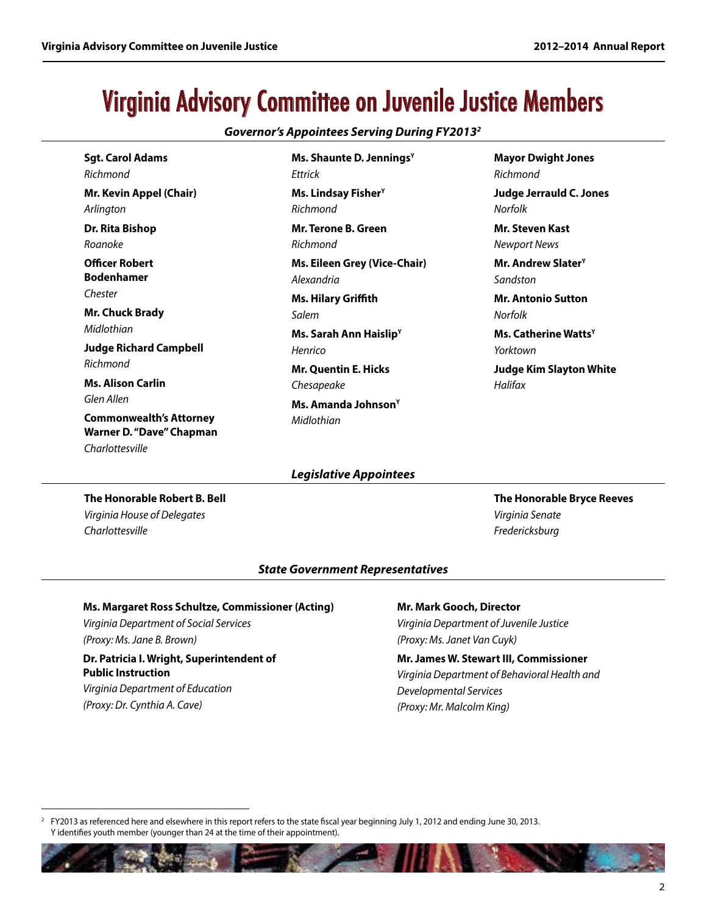# Virginia Advisory Committee on Juvenile Justice Members

## *Governor's Appointees Serving During FY2013[2]*

**Sgt. Carol Adams**
*Richmond*

**Mr. Kevin Appel (Chair)**
*Arlington*

**Dr. Rita Bishop**
*Roanoke*

**Officer Robert Bodenhamer**
*Chester*

**Mr. Chuck Brady**
*Midlothian*

**Judge Richard Campbell**
*Richmond*

**Ms. Alison Carlin**
*Glen Allen*

**Commonwealth's Attorney Warner D. "Dave" Chapman**
*Charlottesville*

**Ms. Shaunte D. Jennings[Y]**
*Ettrick*

**Ms. Lindsay Fisher[Y]**
*Richmond*

**Mr. Terone B. Green**
*Richmond*

**Ms. Eileen Grey (Vice-Chair)**
*Alexandria*

**Ms. Hilary Griffith**
*Salem*

**Ms. Sarah Ann Haislip[Y]**
*Henrico*

**Mr. Quentin E. Hicks**
*Chesapeake*

**Ms. Amanda Johnson[Y]**
*Midlothian*

**Mayor Dwight Jones**
*Richmond*

**Judge Jerrauld C. Jones**
*Norfolk*

**Mr. Steven Kast**
*Newport News*

**Mr. Andrew Slater[Y]**
*Sandston*

**Mr. Antonio Sutton**
*Norfolk*

**Ms. Catherine Watts[Y]**
*Yorktown*

**Judge Kim Slayton White**
*Halifax*

## *Legislative Appointees*

**The Honorable Robert B. Bell**
*Virginia House of Delegates*
*Charlottesville*

**The Honorable Bryce Reeves**
*Virginia Senate*
*Fredericksburg*

## *State Government Representatives*

**Ms. Margaret Ross Schultze, Commissioner (Acting)**
*Virginia Department of Social Services*
*(Proxy: Ms. Jane B. Brown)*

**Dr. Patricia I. Wright, Superintendent of Public Instruction**
*Virginia Department of Education*
*(Proxy: Dr. Cynthia A. Cave)*

**Mr. Mark Gooch, Director**
*Virginia Department of Juvenile Justice*
*(Proxy: Ms. Janet Van Cuyk)*

**Mr. James W. Stewart III, Commissioner**
*Virginia Department of Behavioral Health and Developmental Services*
*(Proxy: Mr. Malcolm King)*

---

[2] FY2013 as referenced here and elsewhere in this report refers to the state fiscal year beginning July 1, 2012 and ending June 30, 2013.
Y identifies youth member (younger than 24 at the time of their appointment).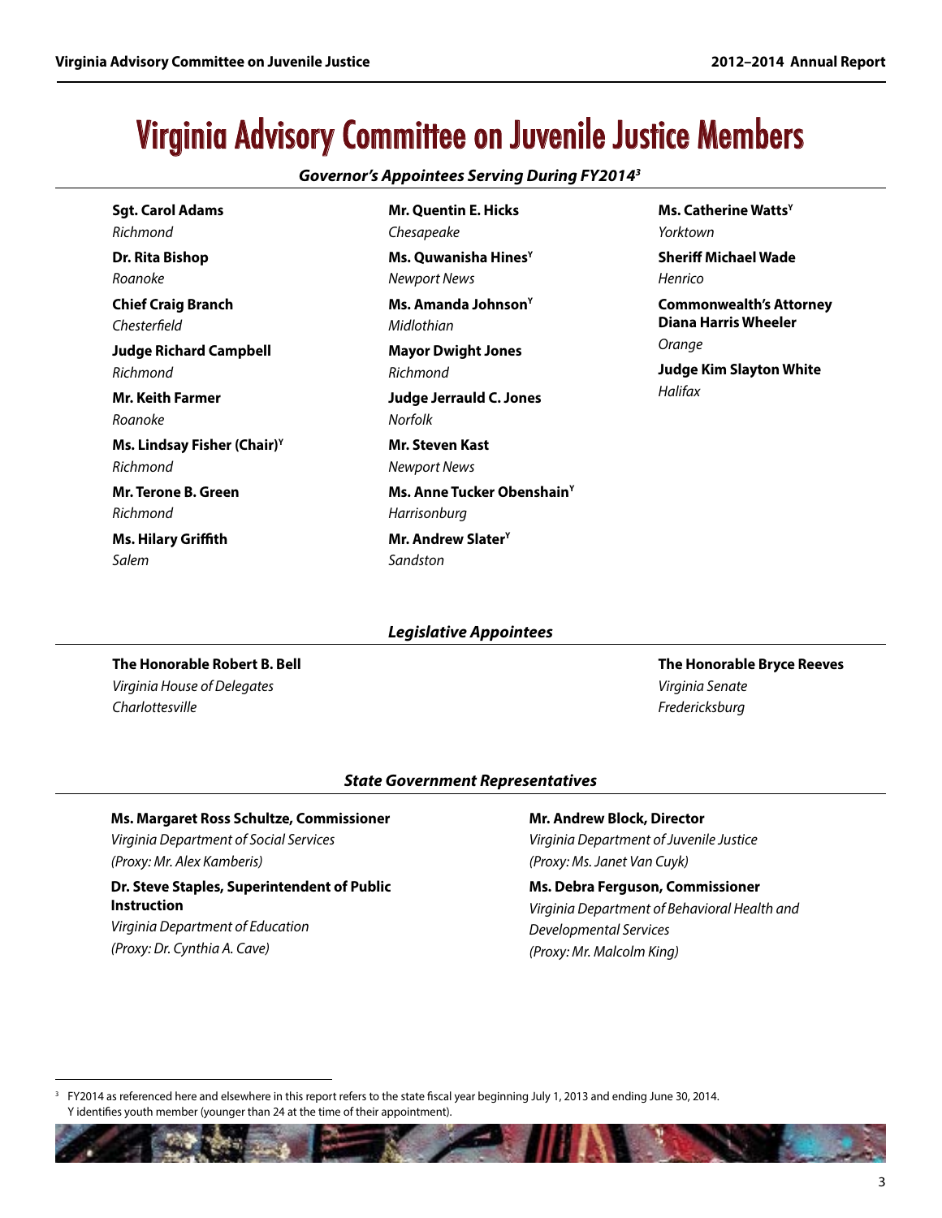# Virginia Advisory Committee on Juvenile Justice Members

### *Governor's Appointees Serving During FY2014[3]*

**Sgt. Carol Adams**
*Richmond*

**Dr. Rita Bishop**
*Roanoke*

**Chief Craig Branch**
*Chesterfield*

**Judge Richard Campbell**
*Richmond*

**Mr. Keith Farmer**
*Roanoke*

**Ms. Lindsay Fisher (Chair)[Y]**
*Richmond*

**Mr. Terone B. Green**
*Richmond*

**Ms. Hilary Griffith**
*Salem*

**Mr. Quentin E. Hicks**
*Chesapeake*

**Ms. Quwanisha Hines[Y]**
*Newport News*

**Ms. Amanda Johnson[Y]**
*Midlothian*

**Mayor Dwight Jones**
*Richmond*

**Judge Jerrauld C. Jones**
*Norfolk*

**Mr. Steven Kast**
*Newport News*

**Ms. Anne Tucker Obenshain[Y]**
*Harrisonburg*

**Mr. Andrew Slater[Y]**
*Sandston*

**Ms. Catherine Watts[Y]**
*Yorktown*

**Sheriff Michael Wade**
*Henrico*

**Commonwealth's Attorney Diana Harris Wheeler**
*Orange*

**Judge Kim Slayton White**
*Halifax*

### *Legislative Appointees*

**The Honorable Robert B. Bell**
*Virginia House of Delegates*
*Charlottesville*

**The Honorable Bryce Reeves**
*Virginia Senate*
*Fredericksburg*

### *State Government Representatives*

**Ms. Margaret Ross Schultze, Commissioner**
*Virginia Department of Social Services*
*(Proxy: Mr. Alex Kamberis)*

**Dr. Steve Staples, Superintendent of Public Instruction**
*Virginia Department of Education*
*(Proxy: Dr. Cynthia A. Cave)*

**Mr. Andrew Block, Director**
*Virginia Department of Juvenile Justice*
*(Proxy: Ms. Janet Van Cuyk)*

**Ms. Debra Ferguson, Commissioner**
*Virginia Department of Behavioral Health and Developmental Services*
*(Proxy: Mr. Malcolm King)*

---

[3] FY2014 as referenced here and elsewhere in this report refers to the state fiscal year beginning July 1, 2013 and ending June 30, 2014.
Y identifies youth member (younger than 24 at the time of their appointment).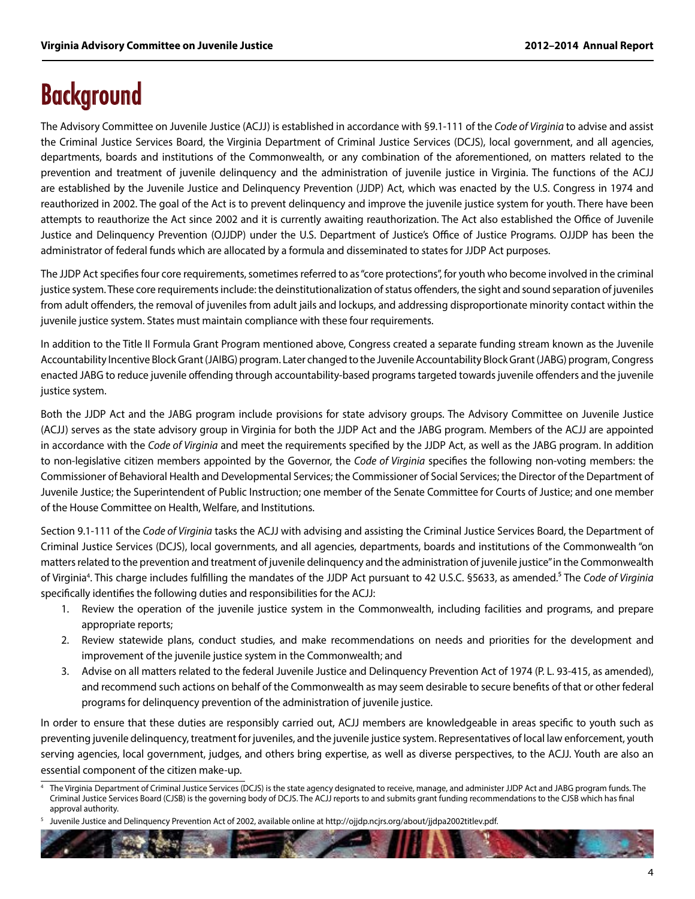# Background

The Advisory Committee on Juvenile Justice (ACJJ) is established in accordance with §9.1-111 of the *Code of Virginia* to advise and assist the Criminal Justice Services Board, the Virginia Department of Criminal Justice Services (DCJS), local government, and all agencies, departments, boards and institutions of the Commonwealth, or any combination of the aforementioned, on matters related to the prevention and treatment of juvenile delinquency and the administration of juvenile justice in Virginia. The functions of the ACJJ are established by the Juvenile Justice and Delinquency Prevention (JJDP) Act, which was enacted by the U.S. Congress in 1974 and reauthorized in 2002. The goal of the Act is to prevent delinquency and improve the juvenile justice system for youth. There have been attempts to reauthorize the Act since 2002 and it is currently awaiting reauthorization. The Act also established the Office of Juvenile Justice and Delinquency Prevention (OJJDP) under the U.S. Department of Justice's Office of Justice Programs. OJJDP has been the administrator of federal funds which are allocated by a formula and disseminated to states for JJDP Act purposes.

The JJDP Act specifies four core requirements, sometimes referred to as "core protections", for youth who become involved in the criminal justice system. These core requirements include: the deinstitutionalization of status offenders, the sight and sound separation of juveniles from adult offenders, the removal of juveniles from adult jails and lockups, and addressing disproportionate minority contact within the juvenile justice system. States must maintain compliance with these four requirements.

In addition to the Title II Formula Grant Program mentioned above, Congress created a separate funding stream known as the Juvenile Accountability Incentive Block Grant (JAIBG) program. Later changed to the Juvenile Accountability Block Grant (JABG) program, Congress enacted JABG to reduce juvenile offending through accountability-based programs targeted towards juvenile offenders and the juvenile justice system.

Both the JJDP Act and the JABG program include provisions for state advisory groups. The Advisory Committee on Juvenile Justice (ACJJ) serves as the state advisory group in Virginia for both the JJDP Act and the JABG program. Members of the ACJJ are appointed in accordance with the *Code of Virginia* and meet the requirements specified by the JJDP Act, as well as the JABG program. In addition to non-legislative citizen members appointed by the Governor, the *Code of Virginia* specifies the following non-voting members: the Commissioner of Behavioral Health and Developmental Services; the Commissioner of Social Services; the Director of the Department of Juvenile Justice; the Superintendent of Public Instruction; one member of the Senate Committee for Courts of Justice; and one member of the House Committee on Health, Welfare, and Institutions.

Section 9.1-111 of the *Code of Virginia* tasks the ACJJ with advising and assisting the Criminal Justice Services Board, the Department of Criminal Justice Services (DCJS), local governments, and all agencies, departments, boards and institutions of the Commonwealth "on matters related to the prevention and treatment of juvenile delinquency and the administration of juvenile justice" in the Commonwealth of Virginia[4]. This charge includes fulfilling the mandates of the JJDP Act pursuant to 42 U.S.C. §5633, as amended.[5] The *Code of Virginia* specifically identifies the following duties and responsibilities for the ACJJ:

1. Review the operation of the juvenile justice system in the Commonwealth, including facilities and programs, and prepare appropriate reports;
2. Review statewide plans, conduct studies, and make recommendations on needs and priorities for the development and improvement of the juvenile justice system in the Commonwealth; and
3. Advise on all matters related to the federal Juvenile Justice and Delinquency Prevention Act of 1974 (P. L. 93-415, as amended), and recommend such actions on behalf of the Commonwealth as may seem desirable to secure benefits of that or other federal programs for delinquency prevention of the administration of juvenile justice.

In order to ensure that these duties are responsibly carried out, ACJJ members are knowledgeable in areas specific to youth such as preventing juvenile delinquency, treatment for juveniles, and the juvenile justice system. Representatives of local law enforcement, youth serving agencies, local government, judges, and others bring expertise, as well as diverse perspectives, to the ACJJ. Youth are also an essential component of the citizen make-up.

[4] The Virginia Department of Criminal Justice Services (DCJS) is the state agency designated to receive, manage, and administer JJDP Act and JABG program funds. The Criminal Justice Services Board (CJSB) is the governing body of DCJS. The ACJJ reports to and submits grant funding recommendations to the CJSB which has final approval authority.

[5] Juvenile Justice and Delinquency Prevention Act of 2002, available online at http://ojjdp.ncjrs.org/about/jjdpa2002titlev.pdf.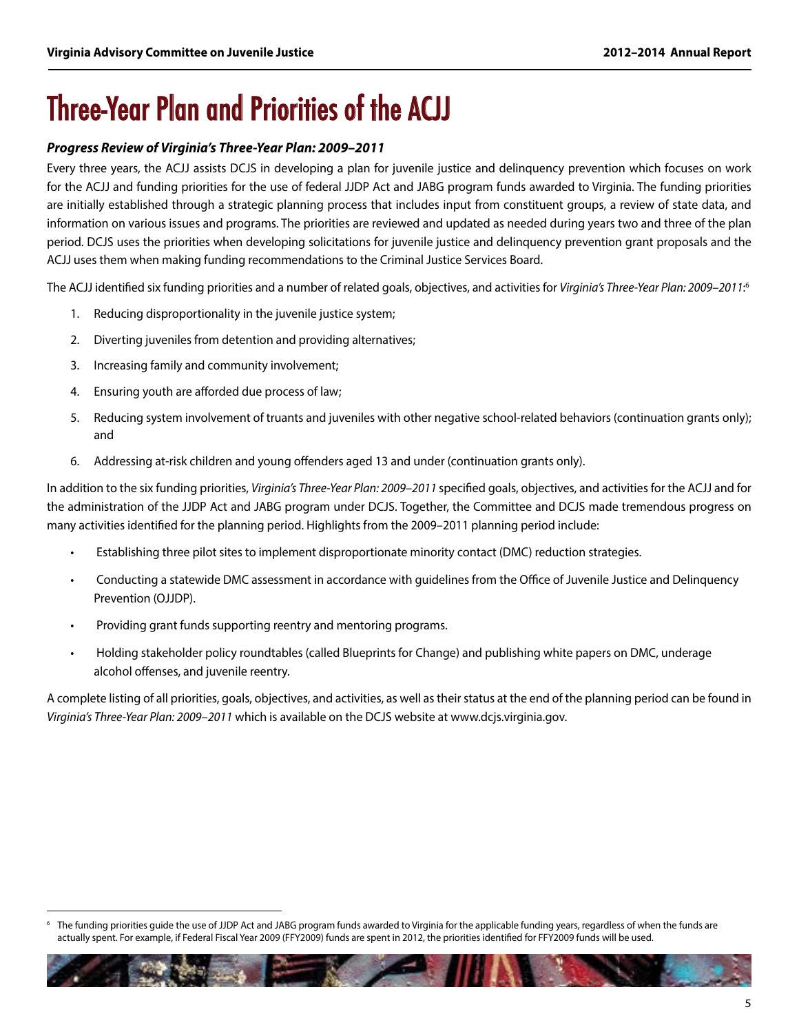# Three-Year Plan and Priorities of the ACJJ

***Progress Review of Virginia's Three-Year Plan: 2009–2011***

Every three years, the ACJJ assists DCJS in developing a plan for juvenile justice and delinquency prevention which focuses on work for the ACJJ and funding priorities for the use of federal JJDP Act and JABG program funds awarded to Virginia. The funding priorities are initially established through a strategic planning process that includes input from constituent groups, a review of state data, and information on various issues and programs. The priorities are reviewed and updated as needed during years two and three of the plan period. DCJS uses the priorities when developing solicitations for juvenile justice and delinquency prevention grant proposals and the ACJJ uses them when making funding recommendations to the Criminal Justice Services Board.

The ACJJ identified six funding priorities and a number of related goals, objectives, and activities for *Virginia's Three-Year Plan: 2009–2011*:[6]

1. Reducing disproportionality in the juvenile justice system;
2. Diverting juveniles from detention and providing alternatives;
3. Increasing family and community involvement;
4. Ensuring youth are afforded due process of law;
5. Reducing system involvement of truants and juveniles with other negative school-related behaviors (continuation grants only); and
6. Addressing at-risk children and young offenders aged 13 and under (continuation grants only).

In addition to the six funding priorities, *Virginia's Three-Year Plan: 2009–2011* specified goals, objectives, and activities for the ACJJ and for the administration of the JJDP Act and JABG program under DCJS. Together, the Committee and DCJS made tremendous progress on many activities identified for the planning period. Highlights from the 2009–2011 planning period include:

- Establishing three pilot sites to implement disproportionate minority contact (DMC) reduction strategies.
- Conducting a statewide DMC assessment in accordance with guidelines from the Office of Juvenile Justice and Delinquency Prevention (OJJDP).
- Providing grant funds supporting reentry and mentoring programs.
- Holding stakeholder policy roundtables (called Blueprints for Change) and publishing white papers on DMC, underage alcohol offenses, and juvenile reentry.

A complete listing of all priorities, goals, objectives, and activities, as well as their status at the end of the planning period can be found in *Virginia's Three-Year Plan: 2009–2011* which is available on the DCJS website at www.dcjs.virginia.gov.

---

[6] The funding priorities guide the use of JJDP Act and JABG program funds awarded to Virginia for the applicable funding years, regardless of when the funds are actually spent. For example, if Federal Fiscal Year 2009 (FFY2009) funds are spent in 2012, the priorities identified for FFY2009 funds will be used.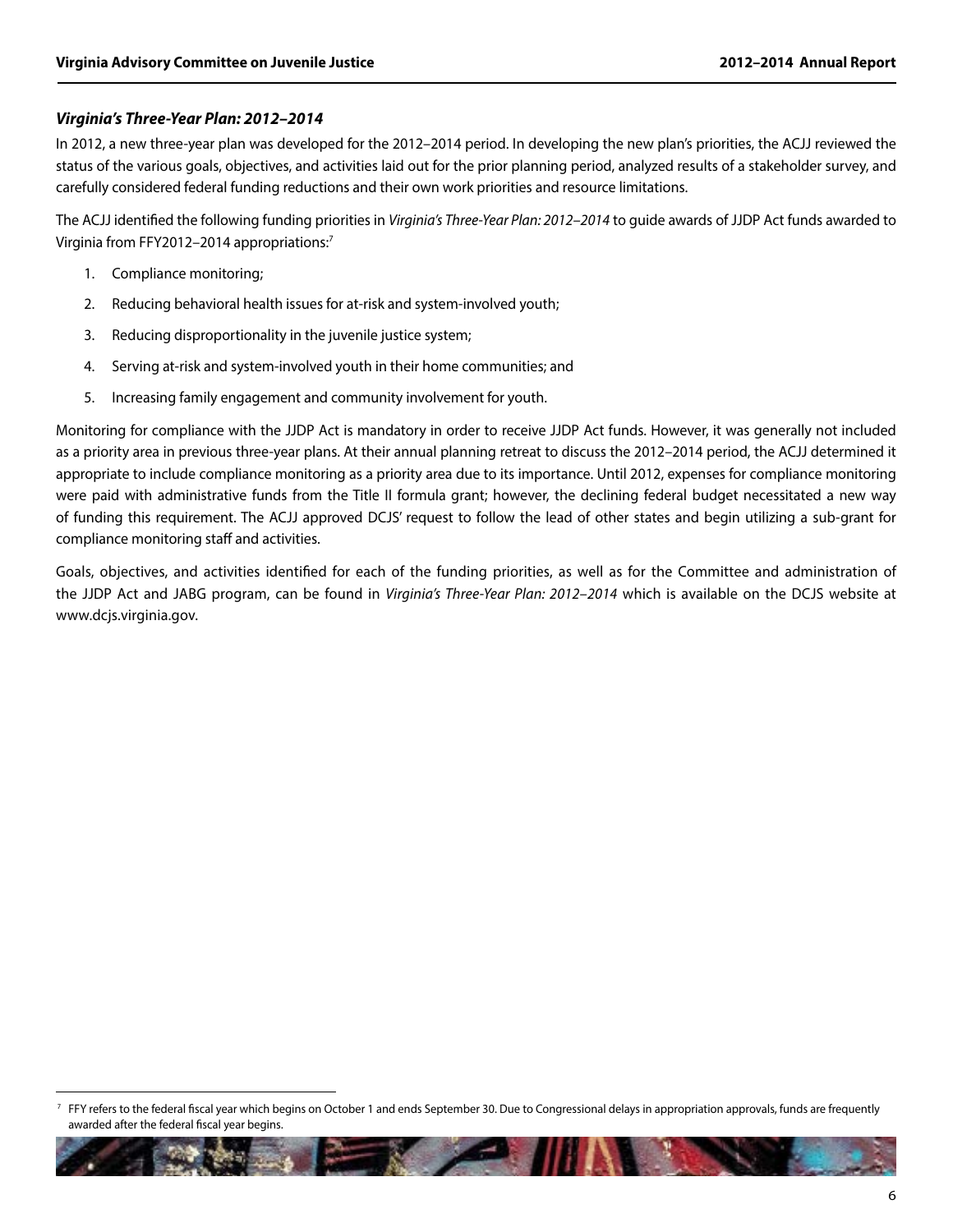### *Virginia's Three-Year Plan: 2012–2014*

In 2012, a new three-year plan was developed for the 2012–2014 period. In developing the new plan's priorities, the ACJJ reviewed the status of the various goals, objectives, and activities laid out for the prior planning period, analyzed results of a stakeholder survey, and carefully considered federal funding reductions and their own work priorities and resource limitations.

The ACJJ identified the following funding priorities in *Virginia's Three-Year Plan: 2012–2014* to guide awards of JJDP Act funds awarded to Virginia from FFY2012–2014 appropriations:[7]

1. Compliance monitoring;
2. Reducing behavioral health issues for at-risk and system-involved youth;
3. Reducing disproportionality in the juvenile justice system;
4. Serving at-risk and system-involved youth in their home communities; and
5. Increasing family engagement and community involvement for youth.

Monitoring for compliance with the JJDP Act is mandatory in order to receive JJDP Act funds. However, it was generally not included as a priority area in previous three-year plans. At their annual planning retreat to discuss the 2012–2014 period, the ACJJ determined it appropriate to include compliance monitoring as a priority area due to its importance. Until 2012, expenses for compliance monitoring were paid with administrative funds from the Title II formula grant; however, the declining federal budget necessitated a new way of funding this requirement. The ACJJ approved DCJS' request to follow the lead of other states and begin utilizing a sub-grant for compliance monitoring staff and activities.

Goals, objectives, and activities identified for each of the funding priorities, as well as for the Committee and administration of the JJDP Act and JABG program, can be found in *Virginia's Three-Year Plan: 2012–2014* which is available on the DCJS website at www.dcjs.virginia.gov.

[7] FFY refers to the federal fiscal year which begins on October 1 and ends September 30. Due to Congressional delays in appropriation approvals, funds are frequently awarded after the federal fiscal year begins.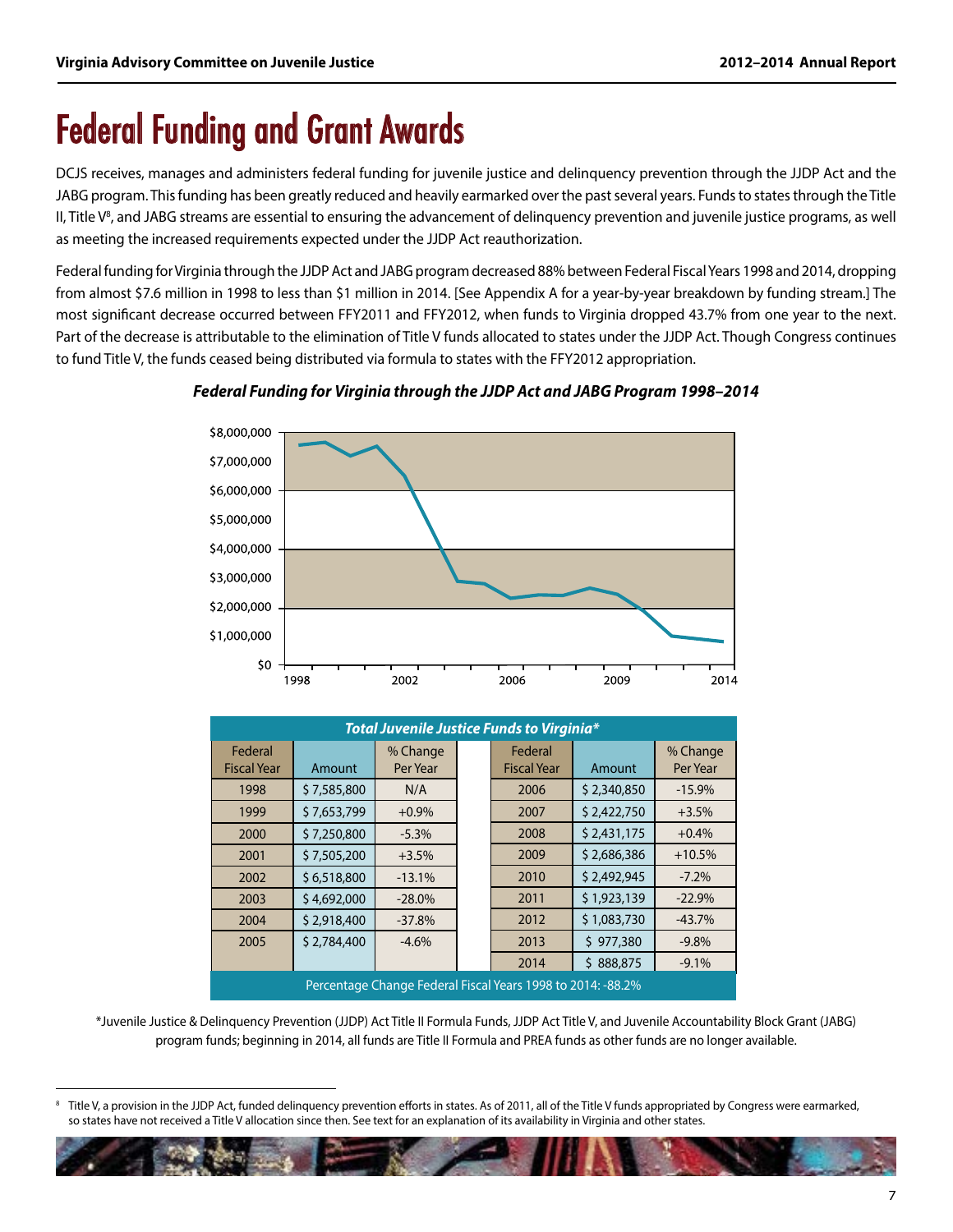# Federal Funding and Grant Awards

DCJS receives, manages and administers federal funding for juvenile justice and delinquency prevention through the JJDP Act and the JABG program. This funding has been greatly reduced and heavily earmarked over the past several years. Funds to states through the Title II, Title V[8], and JABG streams are essential to ensuring the advancement of delinquency prevention and juvenile justice programs, as well as meeting the increased requirements expected under the JJDP Act reauthorization.

Federal funding for Virginia through the JJDP Act and JABG program decreased 88% between Federal Fiscal Years 1998 and 2014, dropping from almost $7.6 million in 1998 to less than $1 million in 2014. [See Appendix A for a year-by-year breakdown by funding stream.] The most significant decrease occurred between FFY2011 and FFY2012, when funds to Virginia dropped 43.7% from one year to the next. Part of the decrease is attributable to the elimination of Title V funds allocated to states under the JJDP Act. Though Congress continues to fund Title V, the funds ceased being distributed via formula to states with the FFY2012 appropriation.

***Federal Funding for Virginia through the JJDP Act and JABG Program 1998–2014***

***Total Juvenile Justice Funds to Virginia****

| Federal Fiscal Year | Amount | % Change Per Year | Federal Fiscal Year | Amount | % Change Per Year |
|---|---|---|---|---|---|
| 1998 | $ 7,585,800 | N/A | 2006 | $ 2,340,850 | -15.9% |
| 1999 | $ 7,653,799 | +0.9% | 2007 | $ 2,422,750 | +3.5% |
| 2000 | $ 7,250,800 | -5.3% | 2008 | $ 2,431,175 | +0.4% |
| 2001 | $ 7,505,200 | +3.5% | 2009 | $ 2,686,386 | +10.5% |
| 2002 | $ 6,518,800 | -13.1% | 2010 | $ 2,492,945 | -7.2% |
| 2003 | $ 4,692,000 | -28.0% | 2011 | $ 1,923,139 | -22.9% |
| 2004 | $ 2,918,400 | -37.8% | 2012 | $ 1,083,730 | -43.7% |
| 2005 | $ 2,784,400 | -4.6% | 2013 | $ 977,380 | -9.8% |
| | | | 2014 | $ 888,875 | -9.1% |
| Percentage Change Federal Fiscal Years 1998 to 2014: -88.2% | | | | | |

*Juvenile Justice & Delinquency Prevention (JJDP) Act Title II Formula Funds, JJDP Act Title V, and Juvenile Accountability Block Grant (JABG) program funds; beginning in 2014, all funds are Title II Formula and PREA funds as other funds are no longer available.

[8] Title V, a provision in the JJDP Act, funded delinquency prevention efforts in states. As of 2011, all of the Title V funds appropriated by Congress were earmarked, so states have not received a Title V allocation since then. See text for an explanation of its availability in Virginia and other states.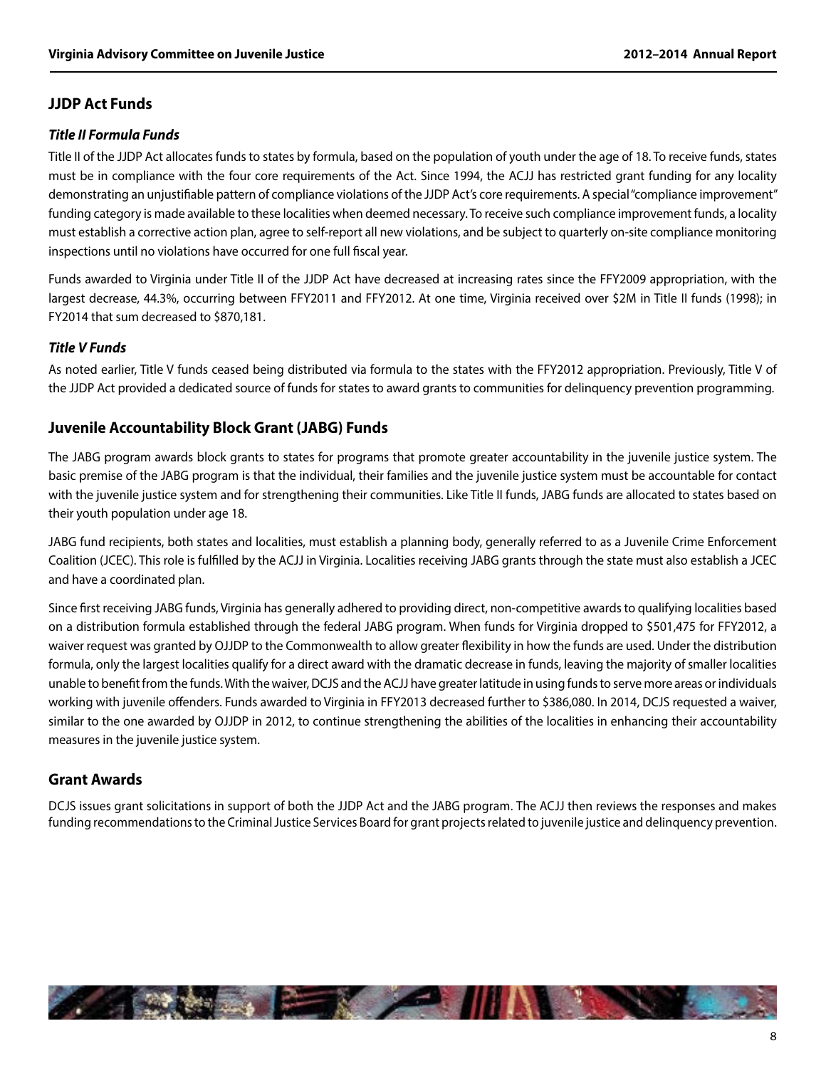## JJDP Act Funds

### *Title II Formula Funds*

Title II of the JJDP Act allocates funds to states by formula, based on the population of youth under the age of 18. To receive funds, states must be in compliance with the four core requirements of the Act. Since 1994, the ACJJ has restricted grant funding for any locality demonstrating an unjustifiable pattern of compliance violations of the JJDP Act's core requirements. A special "compliance improvement" funding category is made available to these localities when deemed necessary. To receive such compliance improvement funds, a locality must establish a corrective action plan, agree to self-report all new violations, and be subject to quarterly on-site compliance monitoring inspections until no violations have occurred for one full fiscal year.

Funds awarded to Virginia under Title II of the JJDP Act have decreased at increasing rates since the FFY2009 appropriation, with the largest decrease, 44.3%, occurring between FFY2011 and FFY2012. At one time, Virginia received over $2M in Title II funds (1998); in FY2014 that sum decreased to $870,181.

### *Title V Funds*

As noted earlier, Title V funds ceased being distributed via formula to the states with the FFY2012 appropriation. Previously, Title V of the JJDP Act provided a dedicated source of funds for states to award grants to communities for delinquency prevention programming.

## Juvenile Accountability Block Grant (JABG) Funds

The JABG program awards block grants to states for programs that promote greater accountability in the juvenile justice system. The basic premise of the JABG program is that the individual, their families and the juvenile justice system must be accountable for contact with the juvenile justice system and for strengthening their communities. Like Title II funds, JABG funds are allocated to states based on their youth population under age 18.

JABG fund recipients, both states and localities, must establish a planning body, generally referred to as a Juvenile Crime Enforcement Coalition (JCEC). This role is fulfilled by the ACJJ in Virginia. Localities receiving JABG grants through the state must also establish a JCEC and have a coordinated plan.

Since first receiving JABG funds, Virginia has generally adhered to providing direct, non-competitive awards to qualifying localities based on a distribution formula established through the federal JABG program. When funds for Virginia dropped to $501,475 for FFY2012, a waiver request was granted by OJJDP to the Commonwealth to allow greater flexibility in how the funds are used. Under the distribution formula, only the largest localities qualify for a direct award with the dramatic decrease in funds, leaving the majority of smaller localities unable to benefit from the funds. With the waiver, DCJS and the ACJJ have greater latitude in using funds to serve more areas or individuals working with juvenile offenders. Funds awarded to Virginia in FFY2013 decreased further to $386,080. In 2014, DCJS requested a waiver, similar to the one awarded by OJJDP in 2012, to continue strengthening the abilities of the localities in enhancing their accountability measures in the juvenile justice system.

## Grant Awards

DCJS issues grant solicitations in support of both the JJDP Act and the JABG program. The ACJJ then reviews the responses and makes funding recommendations to the Criminal Justice Services Board for grant projects related to juvenile justice and delinquency prevention.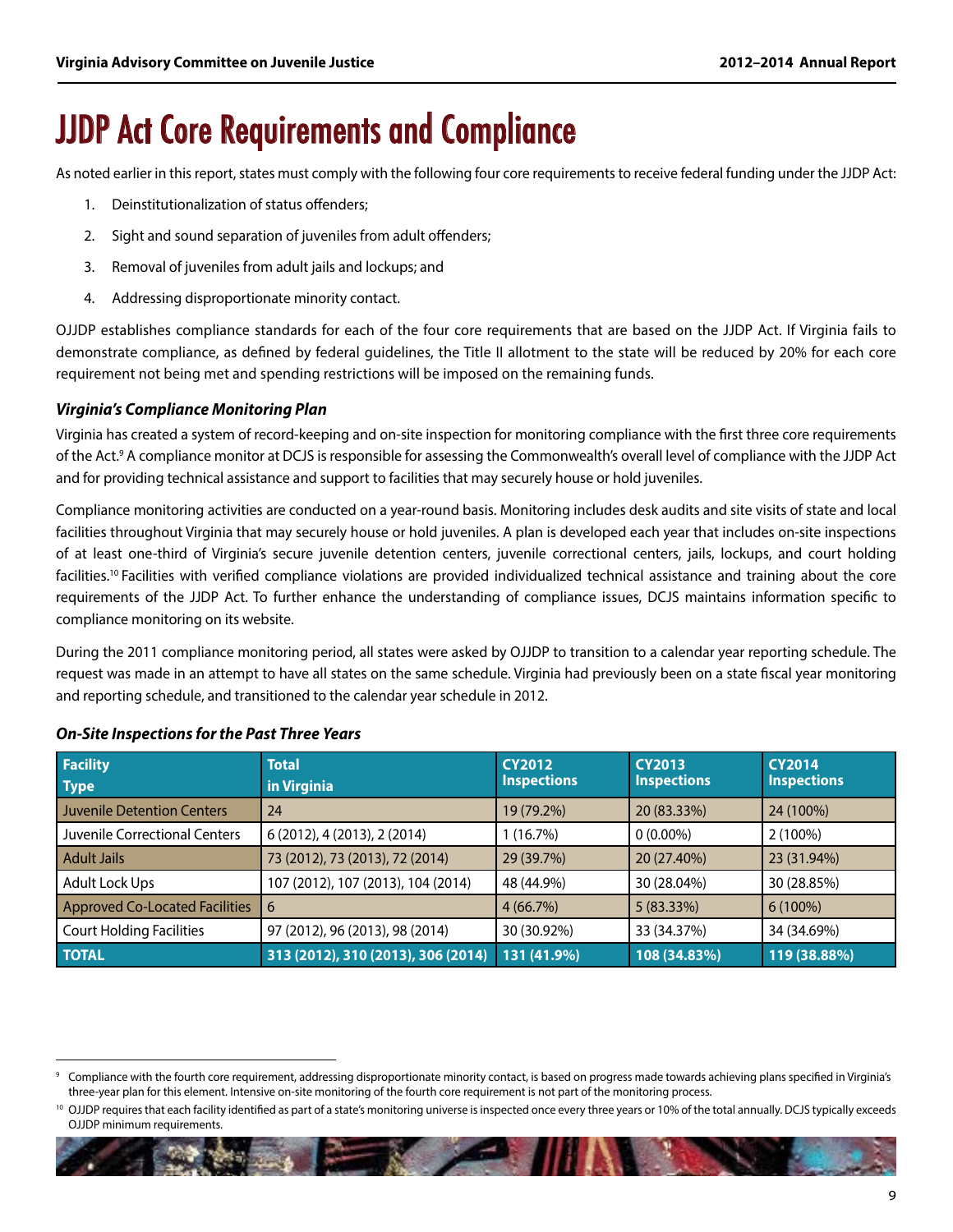# JJDP Act Core Requirements and Compliance

As noted earlier in this report, states must comply with the following four core requirements to receive federal funding under the JJDP Act:

1. Deinstitutionalization of status offenders;
2. Sight and sound separation of juveniles from adult offenders;
3. Removal of juveniles from adult jails and lockups; and
4. Addressing disproportionate minority contact.

OJJDP establishes compliance standards for each of the four core requirements that are based on the JJDP Act. If Virginia fails to demonstrate compliance, as defined by federal guidelines, the Title II allotment to the state will be reduced by 20% for each core requirement not being met and spending restrictions will be imposed on the remaining funds.

### *Virginia's Compliance Monitoring Plan*

Virginia has created a system of record-keeping and on-site inspection for monitoring compliance with the first three core requirements of the Act.[9] A compliance monitor at DCJS is responsible for assessing the Commonwealth's overall level of compliance with the JJDP Act and for providing technical assistance and support to facilities that may securely house or hold juveniles.

Compliance monitoring activities are conducted on a year-round basis. Monitoring includes desk audits and site visits of state and local facilities throughout Virginia that may securely house or hold juveniles. A plan is developed each year that includes on-site inspections of at least one-third of Virginia's secure juvenile detention centers, juvenile correctional centers, jails, lockups, and court holding facilities.[10] Facilities with verified compliance violations are provided individualized technical assistance and training about the core requirements of the JJDP Act. To further enhance the understanding of compliance issues, DCJS maintains information specific to compliance monitoring on its website.

During the 2011 compliance monitoring period, all states were asked by OJJDP to transition to a calendar year reporting schedule. The request was made in an attempt to have all states on the same schedule. Virginia had previously been on a state fiscal year monitoring and reporting schedule, and transitioned to the calendar year schedule in 2012.

### *On-Site Inspections for the Past Three Years*

| Facility Type | Total in Virginia | CY2012 Inspections | CY2013 Inspections | CY2014 Inspections |
|---|---|---|---|---|
| Juvenile Detention Centers | 24 | 19 (79.2%) | 20 (83.33%) | 24 (100%) |
| Juvenile Correctional Centers | 6 (2012), 4 (2013), 2 (2014) | 1 (16.7%) | 0 (0.00%) | 2 (100%) |
| Adult Jails | 73 (2012), 73 (2013), 72 (2014) | 29 (39.7%) | 20 (27.40%) | 23 (31.94%) |
| Adult Lock Ups | 107 (2012), 107 (2013), 104 (2014) | 48 (44.9%) | 30 (28.04%) | 30 (28.85%) |
| Approved Co-Located Facilities | 6 | 4 (66.7%) | 5 (83.33%) | 6 (100%) |
| Court Holding Facilities | 97 (2012), 96 (2013), 98 (2014) | 30 (30.92%) | 33 (34.37%) | 34 (34.69%) |
| **TOTAL** | **313 (2012), 310 (2013), 306 (2014)** | **131 (41.9%)** | **108 (34.83%)** | **119 (38.88%)** |

[9] Compliance with the fourth core requirement, addressing disproportionate minority contact, is based on progress made towards achieving plans specified in Virginia's three-year plan for this element. Intensive on-site monitoring of the fourth core requirement is not part of the monitoring process.

[10] OJJDP requires that each facility identified as part of a state's monitoring universe is inspected once every three years or 10% of the total annually. DCJS typically exceeds OJJDP minimum requirements.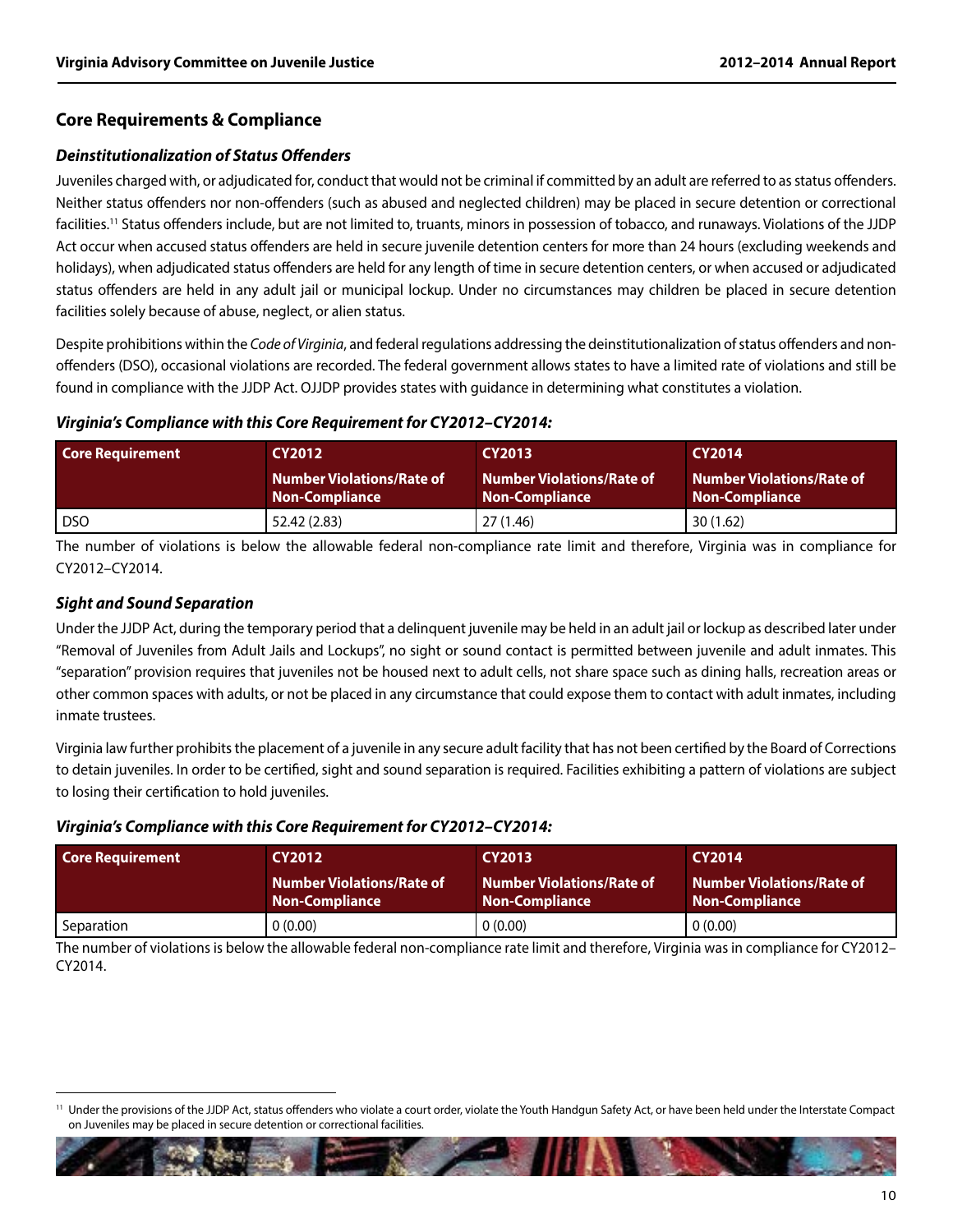## Core Requirements & Compliance

### *Deinstitutionalization of Status Offenders*

Juveniles charged with, or adjudicated for, conduct that would not be criminal if committed by an adult are referred to as status offenders. Neither status offenders nor non-offenders (such as abused and neglected children) may be placed in secure detention or correctional facilities.[11] Status offenders include, but are not limited to, truants, minors in possession of tobacco, and runaways. Violations of the JJDP Act occur when accused status offenders are held in secure juvenile detention centers for more than 24 hours (excluding weekends and holidays), when adjudicated status offenders are held for any length of time in secure detention centers, or when accused or adjudicated status offenders are held in any adult jail or municipal lockup. Under no circumstances may children be placed in secure detention facilities solely because of abuse, neglect, or alien status.

Despite prohibitions within the *Code of Virginia*, and federal regulations addressing the deinstitutionalization of status offenders and non-offenders (DSO), occasional violations are recorded. The federal government allows states to have a limited rate of violations and still be found in compliance with the JJDP Act. OJJDP provides states with guidance in determining what constitutes a violation.

***Virginia's Compliance with this Core Requirement for CY2012–CY2014:***

| Core Requirement | CY2012 | CY2013 | CY2014 |
|---|---|---|---|
| | Number Violations/Rate of Non-Compliance | Number Violations/Rate of Non-Compliance | Number Violations/Rate of Non-Compliance |
| DSO | 52.42 (2.83) | 27 (1.46) | 30 (1.62) |

The number of violations is below the allowable federal non-compliance rate limit and therefore, Virginia was in compliance for CY2012–CY2014.

### *Sight and Sound Separation*

Under the JJDP Act, during the temporary period that a delinquent juvenile may be held in an adult jail or lockup as described later under "Removal of Juveniles from Adult Jails and Lockups", no sight or sound contact is permitted between juvenile and adult inmates. This "separation" provision requires that juveniles not be housed next to adult cells, not share space such as dining halls, recreation areas or other common spaces with adults, or not be placed in any circumstance that could expose them to contact with adult inmates, including inmate trustees.

Virginia law further prohibits the placement of a juvenile in any secure adult facility that has not been certified by the Board of Corrections to detain juveniles. In order to be certified, sight and sound separation is required. Facilities exhibiting a pattern of violations are subject to losing their certification to hold juveniles.

***Virginia's Compliance with this Core Requirement for CY2012–CY2014:***

| Core Requirement | CY2012 | CY2013 | CY2014 |
|---|---|---|---|
| | Number Violations/Rate of Non-Compliance | Number Violations/Rate of Non-Compliance | Number Violations/Rate of Non-Compliance |
| Separation | 0 (0.00) | 0 (0.00) | 0 (0.00) |

The number of violations is below the allowable federal non-compliance rate limit and therefore, Virginia was in compliance for CY2012–CY2014.

[11] Under the provisions of the JJDP Act, status offenders who violate a court order, violate the Youth Handgun Safety Act, or have been held under the Interstate Compact on Juveniles may be placed in secure detention or correctional facilities.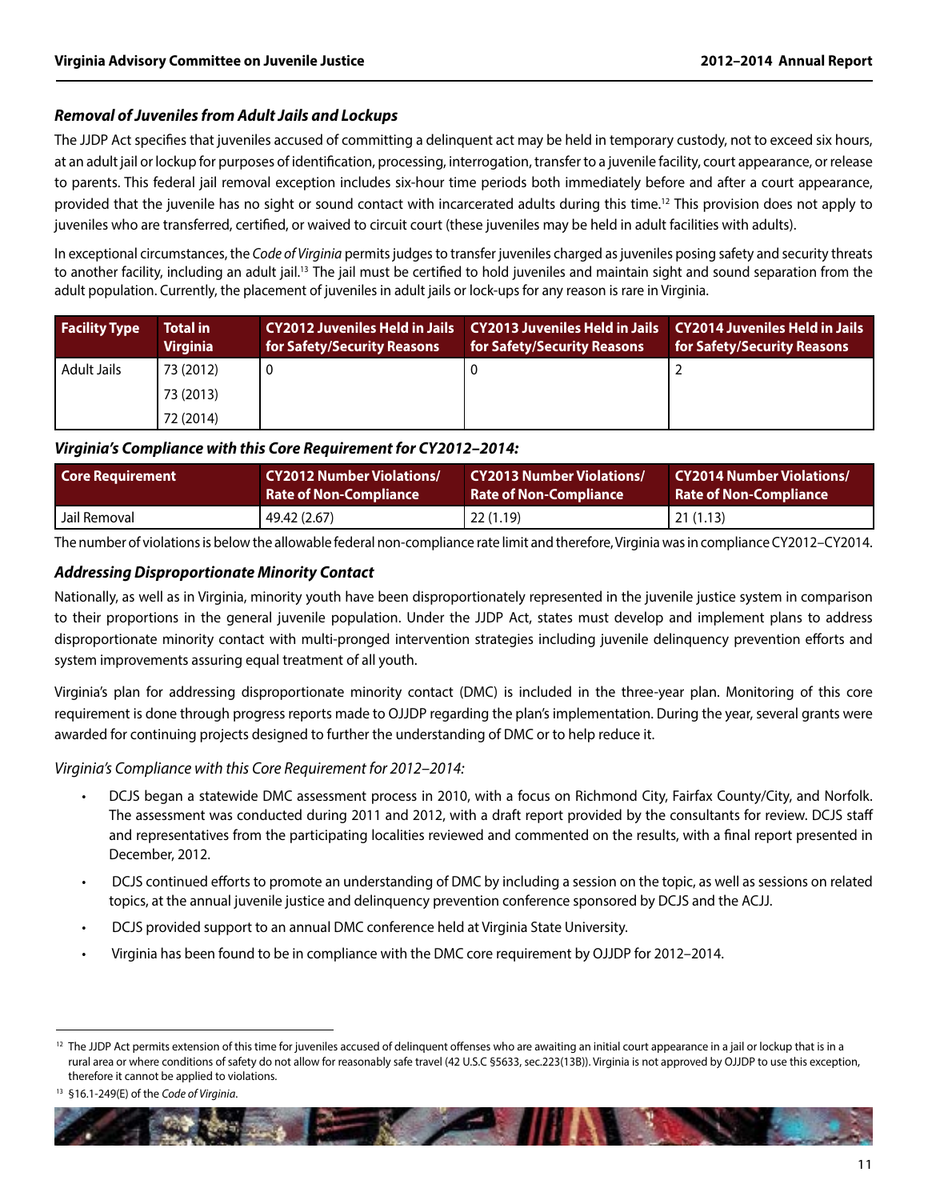### *Removal of Juveniles from Adult Jails and Lockups*

The JJDP Act specifies that juveniles accused of committing a delinquent act may be held in temporary custody, not to exceed six hours, at an adult jail or lockup for purposes of identification, processing, interrogation, transfer to a juvenile facility, court appearance, or release to parents. This federal jail removal exception includes six-hour time periods both immediately before and after a court appearance, provided that the juvenile has no sight or sound contact with incarcerated adults during this time.[12] This provision does not apply to juveniles who are transferred, certified, or waived to circuit court (these juveniles may be held in adult facilities with adults).

In exceptional circumstances, the *Code of Virginia* permits judges to transfer juveniles charged as juveniles posing safety and security threats to another facility, including an adult jail.[13] The jail must be certified to hold juveniles and maintain sight and sound separation from the adult population. Currently, the placement of juveniles in adult jails or lock-ups for any reason is rare in Virginia.

| Facility Type | Total in Virginia | CY2012 Juveniles Held in Jails for Safety/Security Reasons | CY2013 Juveniles Held in Jails for Safety/Security Reasons | CY2014 Juveniles Held in Jails for Safety/Security Reasons |
|---|---|---|---|---|
| Adult Jails | 73 (2012)<br>73 (2013)<br>72 (2014) | 0 | 0 | 2 |

### *Virginia's Compliance with this Core Requirement for CY2012–2014:*

| Core Requirement | CY2012 Number Violations/ Rate of Non-Compliance | CY2013 Number Violations/ Rate of Non-Compliance | CY2014 Number Violations/ Rate of Non-Compliance |
|---|---|---|---|
| Jail Removal | 49.42 (2.67) | 22 (1.19) | 21 (1.13) |

The number of violations is below the allowable federal non-compliance rate limit and therefore, Virginia was in compliance CY2012–CY2014.

### *Addressing Disproportionate Minority Contact*

Nationally, as well as in Virginia, minority youth have been disproportionately represented in the juvenile justice system in comparison to their proportions in the general juvenile population. Under the JJDP Act, states must develop and implement plans to address disproportionate minority contact with multi-pronged intervention strategies including juvenile delinquency prevention efforts and system improvements assuring equal treatment of all youth.

Virginia's plan for addressing disproportionate minority contact (DMC) is included in the three-year plan. Monitoring of this core requirement is done through progress reports made to OJJDP regarding the plan's implementation. During the year, several grants were awarded for continuing projects designed to further the understanding of DMC or to help reduce it.

*Virginia's Compliance with this Core Requirement for 2012–2014:*

- DCJS began a statewide DMC assessment process in 2010, with a focus on Richmond City, Fairfax County/City, and Norfolk. The assessment was conducted during 2011 and 2012, with a draft report provided by the consultants for review. DCJS staff and representatives from the participating localities reviewed and commented on the results, with a final report presented in December, 2012.
- DCJS continued efforts to promote an understanding of DMC by including a session on the topic, as well as sessions on related topics, at the annual juvenile justice and delinquency prevention conference sponsored by DCJS and the ACJJ.
- DCJS provided support to an annual DMC conference held at Virginia State University.
- Virginia has been found to be in compliance with the DMC core requirement by OJJDP for 2012–2014.

[12] The JJDP Act permits extension of this time for juveniles accused of delinquent offenses who are awaiting an initial court appearance in a jail or lockup that is in a rural area or where conditions of safety do not allow for reasonably safe travel (42 U.S.C §5633, sec.223(13B)). Virginia is not approved by OJJDP to use this exception, therefore it cannot be applied to violations.

[13] §16.1-249(E) of the *Code of Virginia*.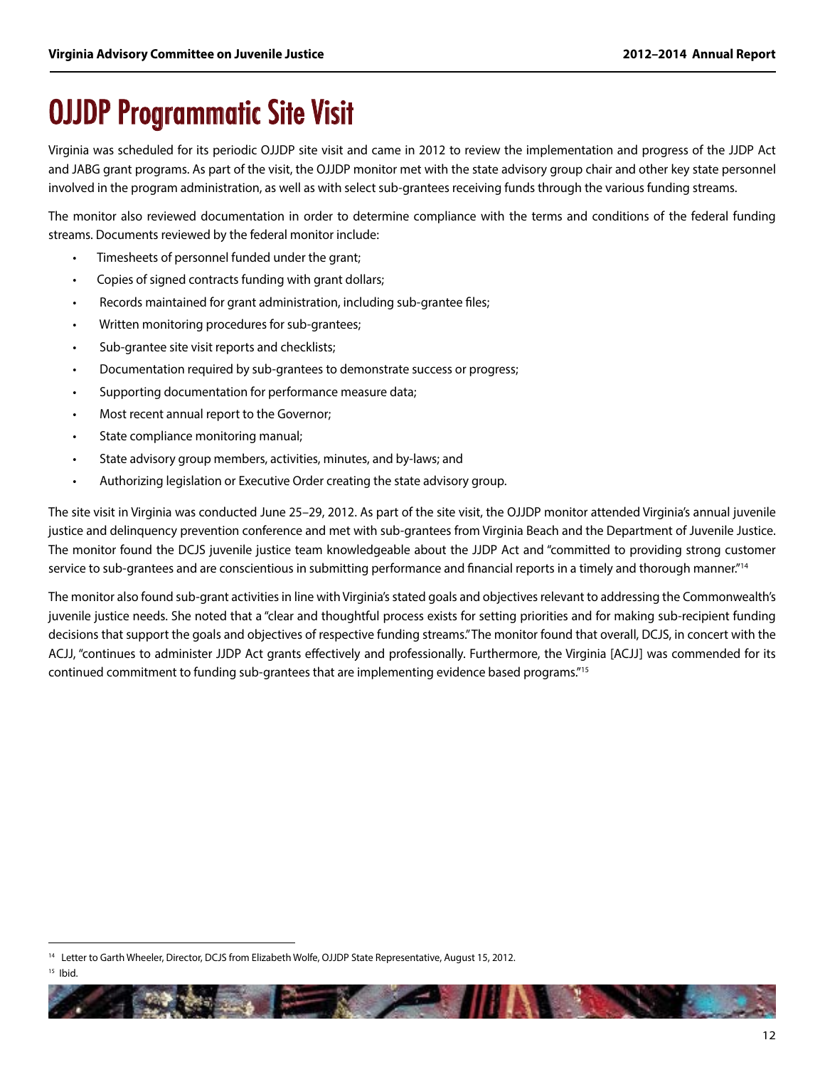# OJJDP Programmatic Site Visit

Virginia was scheduled for its periodic OJJDP site visit and came in 2012 to review the implementation and progress of the JJDP Act and JABG grant programs. As part of the visit, the OJJDP monitor met with the state advisory group chair and other key state personnel involved in the program administration, as well as with select sub-grantees receiving funds through the various funding streams.

The monitor also reviewed documentation in order to determine compliance with the terms and conditions of the federal funding streams. Documents reviewed by the federal monitor include:

- Timesheets of personnel funded under the grant;
- Copies of signed contracts funding with grant dollars;
- Records maintained for grant administration, including sub-grantee files;
- Written monitoring procedures for sub-grantees;
- Sub-grantee site visit reports and checklists;
- Documentation required by sub-grantees to demonstrate success or progress;
- Supporting documentation for performance measure data;
- Most recent annual report to the Governor;
- State compliance monitoring manual;
- State advisory group members, activities, minutes, and by-laws; and
- Authorizing legislation or Executive Order creating the state advisory group.

The site visit in Virginia was conducted June 25–29, 2012. As part of the site visit, the OJJDP monitor attended Virginia's annual juvenile justice and delinquency prevention conference and met with sub-grantees from Virginia Beach and the Department of Juvenile Justice. The monitor found the DCJS juvenile justice team knowledgeable about the JJDP Act and "committed to providing strong customer service to sub-grantees and are conscientious in submitting performance and financial reports in a timely and thorough manner."[14]

The monitor also found sub-grant activities in line with Virginia's stated goals and objectives relevant to addressing the Commonwealth's juvenile justice needs. She noted that a "clear and thoughtful process exists for setting priorities and for making sub-recipient funding decisions that support the goals and objectives of respective funding streams." The monitor found that overall, DCJS, in concert with the ACJJ, "continues to administer JJDP Act grants effectively and professionally. Furthermore, the Virginia [ACJJ] was commended for its continued commitment to funding sub-grantees that are implementing evidence based programs."[15]

---

[14] Letter to Garth Wheeler, Director, DCJS from Elizabeth Wolfe, OJJDP State Representative, August 15, 2012.

[15] Ibid.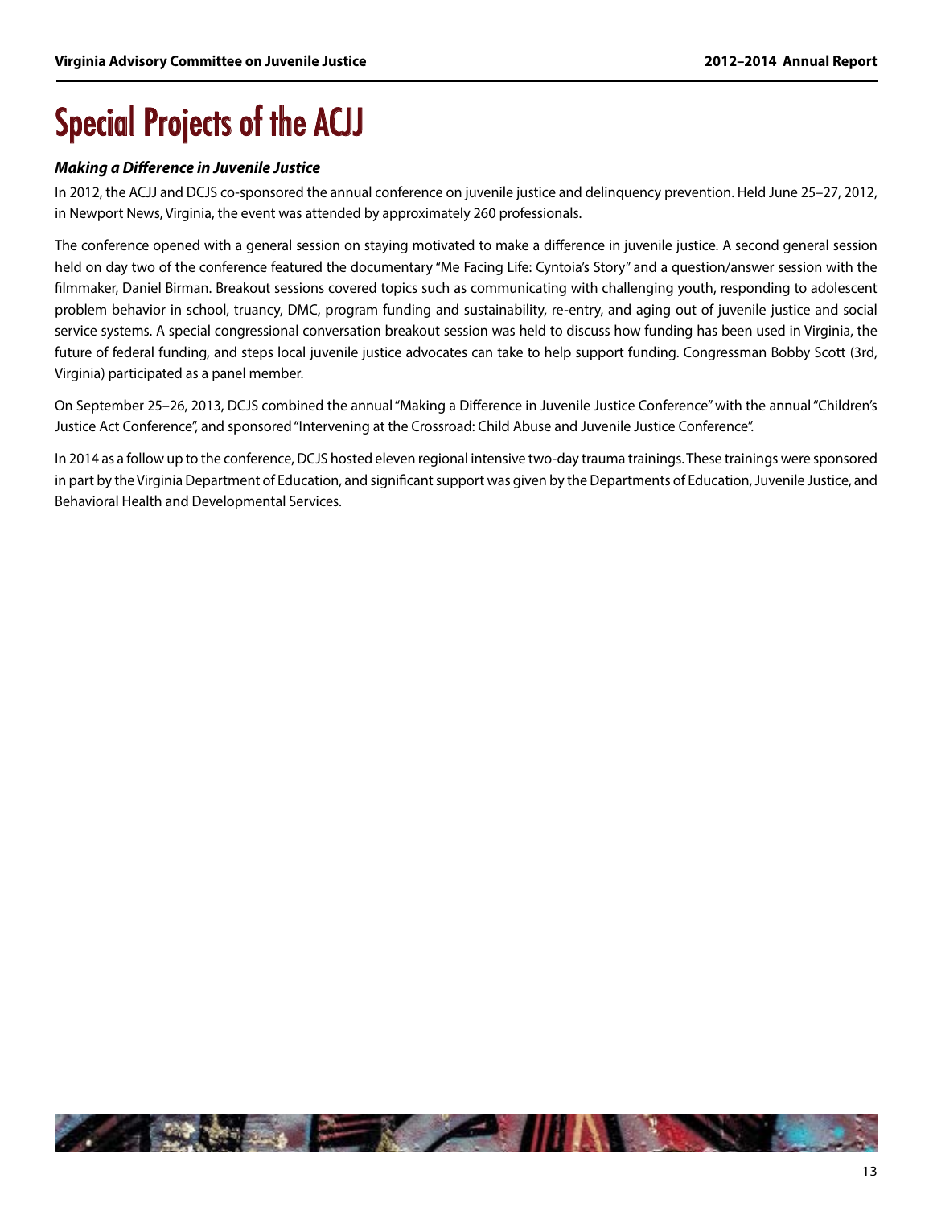# Special Projects of the ACJJ

***Making a Difference in Juvenile Justice***

In 2012, the ACJJ and DCJS co-sponsored the annual conference on juvenile justice and delinquency prevention. Held June 25–27, 2012, in Newport News, Virginia, the event was attended by approximately 260 professionals.

The conference opened with a general session on staying motivated to make a difference in juvenile justice. A second general session held on day two of the conference featured the documentary "Me Facing Life: Cyntoia's Story" and a question/answer session with the filmmaker, Daniel Birman. Breakout sessions covered topics such as communicating with challenging youth, responding to adolescent problem behavior in school, truancy, DMC, program funding and sustainability, re-entry, and aging out of juvenile justice and social service systems. A special congressional conversation breakout session was held to discuss how funding has been used in Virginia, the future of federal funding, and steps local juvenile justice advocates can take to help support funding. Congressman Bobby Scott (3rd, Virginia) participated as a panel member.

On September 25–26, 2013, DCJS combined the annual "Making a Difference in Juvenile Justice Conference" with the annual "Children's Justice Act Conference", and sponsored "Intervening at the Crossroad: Child Abuse and Juvenile Justice Conference".

In 2014 as a follow up to the conference, DCJS hosted eleven regional intensive two-day trauma trainings. These trainings were sponsored in part by the Virginia Department of Education, and significant support was given by the Departments of Education, Juvenile Justice, and Behavioral Health and Developmental Services.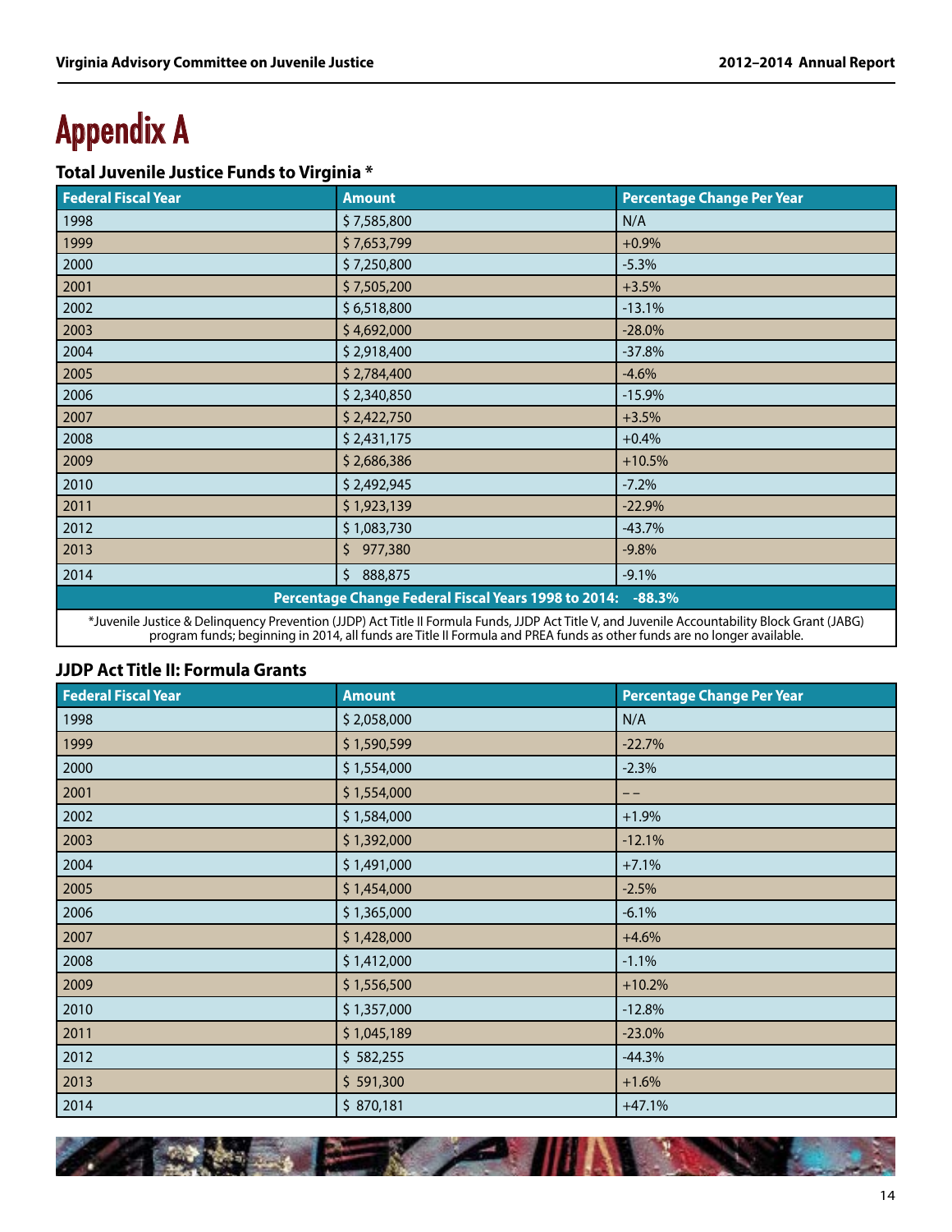# Appendix A

### Total Juvenile Justice Funds to Virginia *

| Federal Fiscal Year | Amount | Percentage Change Per Year |
|---|---|---|
| 1998 | $ 7,585,800 | N/A |
| 1999 | $ 7,653,799 | +0.9% |
| 2000 | $ 7,250,800 | -5.3% |
| 2001 | $ 7,505,200 | +3.5% |
| 2002 | $ 6,518,800 | -13.1% |
| 2003 | $ 4,692,000 | -28.0% |
| 2004 | $ 2,918,400 | -37.8% |
| 2005 | $ 2,784,400 | -4.6% |
| 2006 | $ 2,340,850 | -15.9% |
| 2007 | $ 2,422,750 | +3.5% |
| 2008 | $ 2,431,175 | +0.4% |
| 2009 | $ 2,686,386 | +10.5% |
| 2010 | $ 2,492,945 | -7.2% |
| 2011 | $ 1,923,139 | -22.9% |
| 2012 | $ 1,083,730 | -43.7% |
| 2013 | $ 977,380 | -9.8% |
| 2014 | $ 888,875 | -9.1% |
| **Percentage Change Federal Fiscal Years 1998 to 2014: -88.3%** | | |

*Juvenile Justice & Delinquency Prevention (JJDP) Act Title II Formula Funds, JJDP Act Title V, and Juvenile Accountability Block Grant (JABG) program funds; beginning in 2014, all funds are Title II Formula and PREA funds as other funds are no longer available.

### JJDP Act Title II: Formula Grants

| Federal Fiscal Year | Amount | Percentage Change Per Year |
|---|---|---|
| 1998 | $ 2,058,000 | N/A |
| 1999 | $ 1,590,599 | -22.7% |
| 2000 | $ 1,554,000 | -2.3% |
| 2001 | $ 1,554,000 | – – |
| 2002 | $ 1,584,000 | +1.9% |
| 2003 | $ 1,392,000 | -12.1% |
| 2004 | $ 1,491,000 | +7.1% |
| 2005 | $ 1,454,000 | -2.5% |
| 2006 | $ 1,365,000 | -6.1% |
| 2007 | $ 1,428,000 | +4.6% |
| 2008 | $ 1,412,000 | -1.1% |
| 2009 | $ 1,556,500 | +10.2% |
| 2010 | $ 1,357,000 | -12.8% |
| 2011 | $ 1,045,189 | -23.0% |
| 2012 | $ 582,255 | -44.3% |
| 2013 | $ 591,300 | +1.6% |
| 2014 | $ 870,181 | +47.1% |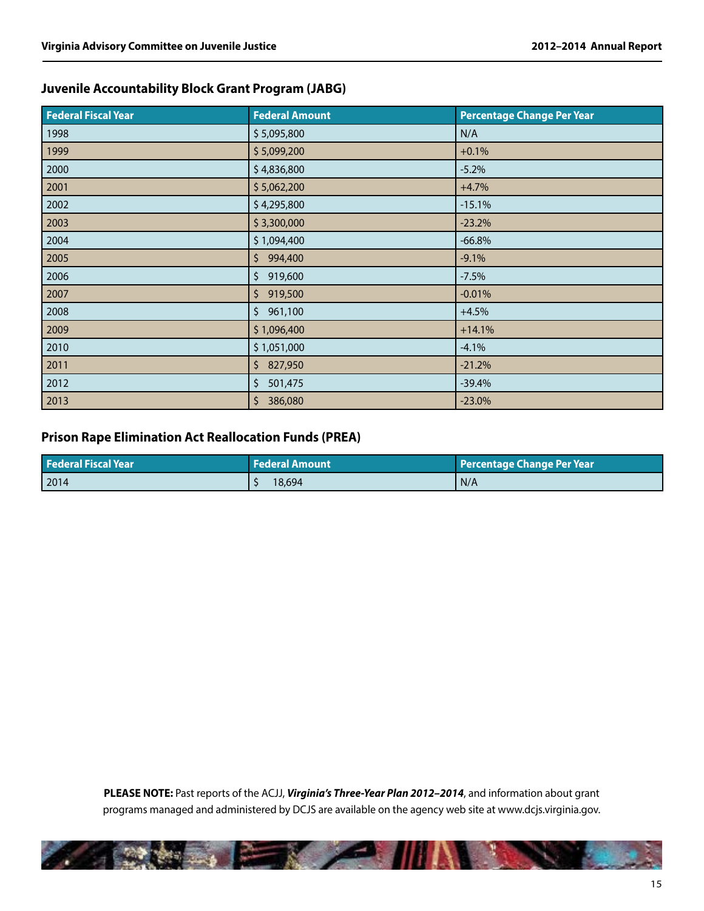## Juvenile Accountability Block Grant Program (JABG)

| Federal Fiscal Year | Federal Amount | Percentage Change Per Year |
|---|---|---|
| 1998 | $ 5,095,800 | N/A |
| 1999 | $ 5,099,200 | +0.1% |
| 2000 | $ 4,836,800 | -5.2% |
| 2001 | $ 5,062,200 | +4.7% |
| 2002 | $ 4,295,800 | -15.1% |
| 2003 | $ 3,300,000 | -23.2% |
| 2004 | $ 1,094,400 | -66.8% |
| 2005 | $ 994,400 | -9.1% |
| 2006 | $ 919,600 | -7.5% |
| 2007 | $ 919,500 | -0.01% |
| 2008 | $ 961,100 | +4.5% |
| 2009 | $ 1,096,400 | +14.1% |
| 2010 | $ 1,051,000 | -4.1% |
| 2011 | $ 827,950 | -21.2% |
| 2012 | $ 501,475 | -39.4% |
| 2013 | $ 386,080 | -23.0% |

## Prison Rape Elimination Act Reallocation Funds (PREA)

| Federal Fiscal Year | Federal Amount | Percentage Change Per Year |
|---|---|---|
| 2014 | $ 18,694 | N/A |

**PLEASE NOTE:** Past reports of the ACJJ, ***Virginia's Three-Year Plan 2012–2014***, and information about grant programs managed and administered by DCJS are available on the agency web site at www.dcjs.virginia.gov.